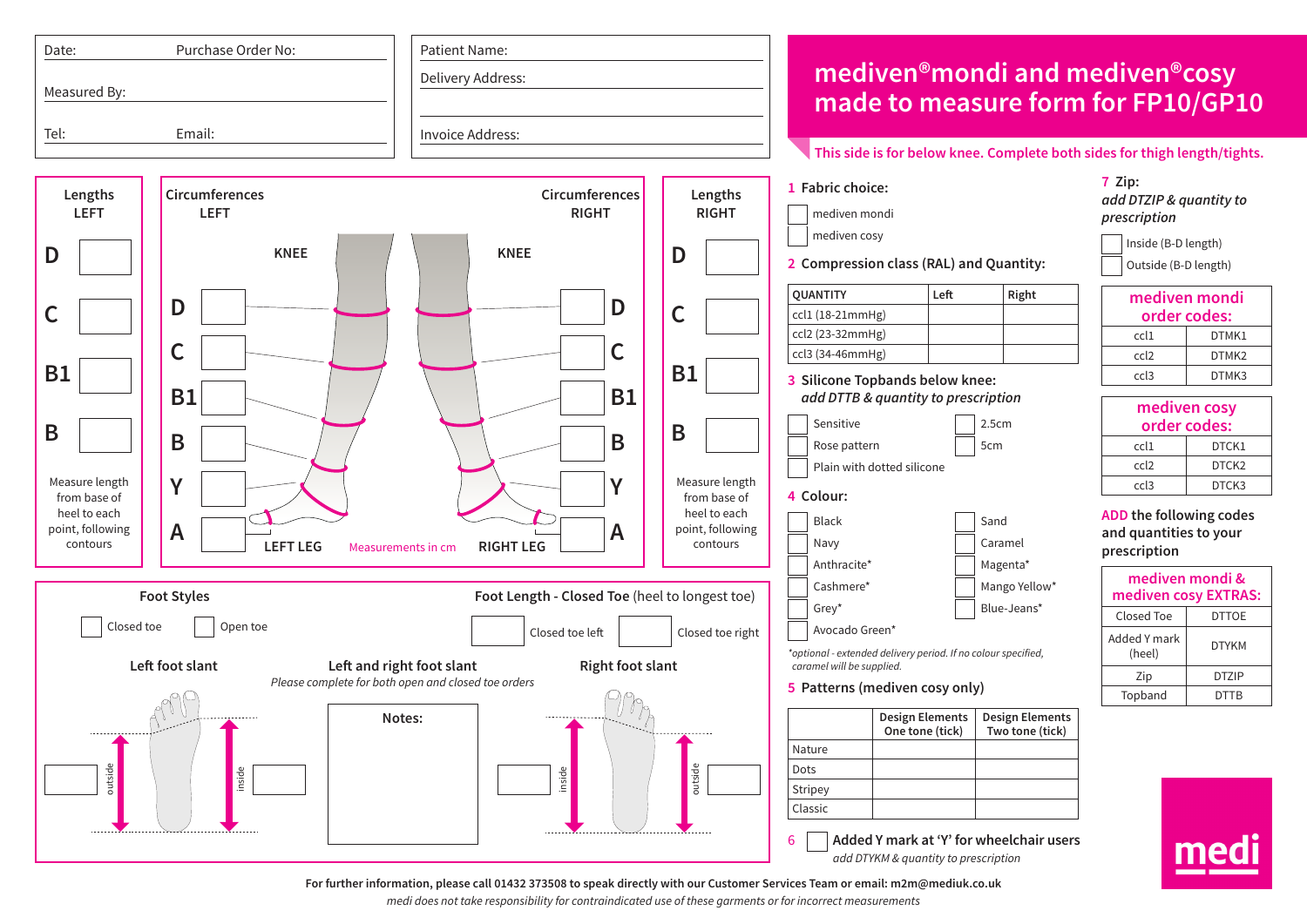Date: Purchase Order No:

Measured By:

Tel: Email:

Patient Name:

Delivery Address:

Invoice Address:

# mediven®mondi and mediven®cosy made to measure form for FP10/GP10

This side is for below knee. Complete both sides for thigh length/tights.

**Lengths LEFT**

D

C

B1

B

Measure length from base of heel to each point, following contours

**Circumferences LEFT** | **Circumferences RIGHT**

KNEE | KNEE

D | D

C | C

B1 | B1

B | B

Y | Y

A | A

LEFT LEG | Measurements in cm | RIGHT LEG

**Lengths RIGHT**

D

C

B1

B

Measure length from base of heel to each point, following contours

**Foot Styles**

☐ Closed toe ☐ Open toe

**Foot Length - Closed Toe** (heel to longest toe)

Closed toe left | Closed toe right

**Left foot slant**

outside | inside

**Left and right foot slant**

*Please complete for both open and closed toe orders*

**Notes:**

**Right foot slant**

inside | outside

## 1 Fabric choice:

☐ mediven mondi

☐ mediven cosy

## 2 Compression class (RAL) and Quantity:

| QUANTITY | Left | Right |
|---|---|---|
| ccl1 (18-21mmHg) | | |
| ccl2 (23-32mmHg) | | |
| ccl3 (34-46mmHg) | | |

## 3 Silicone Topbands below knee:

*add DTTB & quantity to prescription*

☐ Sensitive ☐ 2.5cm

☐ Rose pattern ☐ 5cm

☐ Plain with dotted silicone

## 4 Colour:

☐ Black ☐ Sand

☐ Navy ☐ Caramel

☐ Anthracite* ☐ Magenta*

☐ Cashmere* ☐ Mango Yellow*

☐ Grey* ☐ Blue-Jeans*

☐ Avocado Green*

*\*optional - extended delivery period. If no colour specified, caramel will be supplied.*

## 5 Patterns (mediven cosy only)

| | Design Elements One tone (tick) | Design Elements Two tone (tick) |
|---|---|---|
| Nature | | |
| Dots | | |
| Stripey | | |
| Classic | | |

## 6 ☐ Added Y mark at 'Y' for wheelchair users

*add DTYKM & quantity to prescription*

## 7 Zip:

*add DTZIP & quantity to prescription*

☐ Inside (B-D length)

☐ Outside (B-D length)

| mediven mondi order codes: | |
|---|---|
| ccl1 | DTMK1 |
| ccl2 | DTMK2 |
| ccl3 | DTMK3 |

| mediven cosy order codes: | |
|---|---|
| ccl1 | DTCK1 |
| ccl2 | DTCK2 |
| ccl3 | DTCK3 |

**ADD the following codes and quantities to your prescription**

| mediven mondi & mediven cosy EXTRAS: | |
|---|---|
| Closed Toe | DTTOE |
| Added Y mark (heel) | DTYKM |
| Zip | DTZIP |
| Topband | DTTB |

medi

**For further information, please call 01432 373508 to speak directly with our Customer Services Team or email: m2m@mediuk.co.uk**

*medi does not take responsibility for contraindicated use of these garments or for incorrect measurements*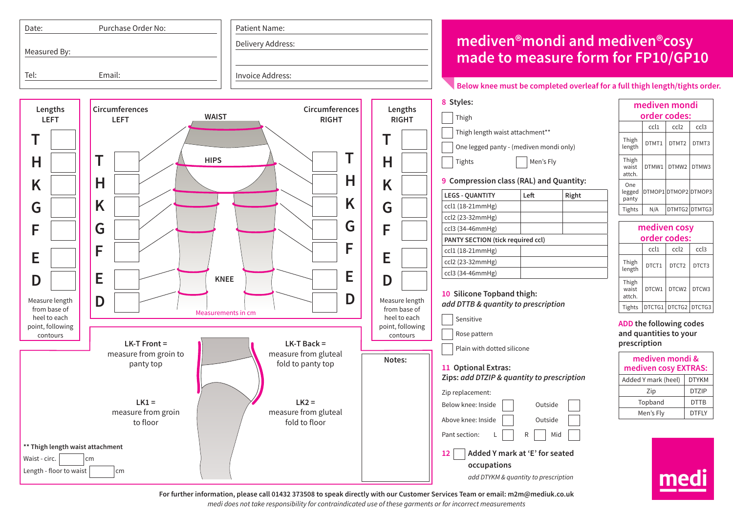Date: Purchase Order No:

Measured By:

Tel: Email:

Patient Name:

Delivery Address:

Invoice Address:

# mediven®mondi and mediven®cosy made to measure form for FP10/GP10

**Below knee must be completed overleaf for a full thigh length/tights order.**

## Lengths LEFT

T

H

K

G

F

E

D

Measure length from base of heel to each point, following contours

## Circumferences LEFT

WAIST

HIPS

KNEE

T

H

K

G

F

E

D

## Circumferences RIGHT

T

H

K

G

F

E

D

Measurements in cm

## Lengths RIGHT

T

H

K

G

F

E

D

Measure length from base of heel to each point, following contours

**LK-T Front** = measure from groin to panty top

**LK-T Back** = measure from gluteal fold to panty top

**LK1** = measure from groin to floor

**LK2** = measure from gluteal fold to floor

**\*\* Thigh length waist attachment**

Waist - circ. cm

Length - floor to waist cm

**Notes:**

## 8 Styles:

- Thigh
- Thigh length waist attachment**
- One legged panty - (mediven mondi only)
- Tights
- Men's Fly

## 9 Compression class (RAL) and Quantity:

| LEGS - QUANTITY | Left | Right |
|---|---|---|
| ccl1 (18-21mmHg) | | |
| ccl2 (23-32mmHg) | | |
| ccl3 (34-46mmHg) | | |
| **PANTY SECTION (tick required ccl)** | | |
| ccl1 (18-21mmHg) | | |
| ccl2 (23-32mmHg) | | |
| ccl3 (34-46mmHg) | | |

## 10 Silicone Topband thigh:

*add DTTB & quantity to prescription*

- Sensitive
- Rose pattern
- Plain with dotted silicone

## 11 Optional Extras:

Zips: *add DTZIP & quantity to prescription*

Zip replacement:

Below knee: Inside Outside

Above knee: Inside Outside

Pant section: L R Mid

## 12 Added Y mark at 'E' for seated occupations

*add DTYKM & quantity to prescription*

## mediven mondi order codes:

| | ccl1 | ccl2 | ccl3 |
|---|---|---|---|
| Thigh length | DTMT1 | DTMT2 | DTMT3 |
| Thigh waist attch. | DTMW1 | DTMW2 | DTMW3 |
| One legged panty | DTMOP1 | DTMOP2 | DTMOP3 |
| Tights | N/A | DTMTG2 | DTMTG3 |

## mediven cosy order codes:

| | ccl1 | ccl2 | ccl3 |
|---|---|---|---|
| Thigh length | DTCT1 | DTCT2 | DTCT3 |
| Thigh waist attch. | DTCW1 | DTCW2 | DTCW3 |
| Tights | DTCTG1 | DTCTG2 | DTCTG3 |

**ADD the following codes and quantities to your prescription**

## mediven mondi & mediven cosy EXTRAS:

| | |
|---|---|
| Added Y mark (heel) | DTYKM |
| Zip | DTZIP |
| Topband | DTTB |
| Men's Fly | DTFLY |

medi

**For further information, please call 01432 373508 to speak directly with our Customer Services Team or email: m2m@mediuk.co.uk**

*medi does not take responsibility for contraindicated use of these garments or for incorrect measurements*